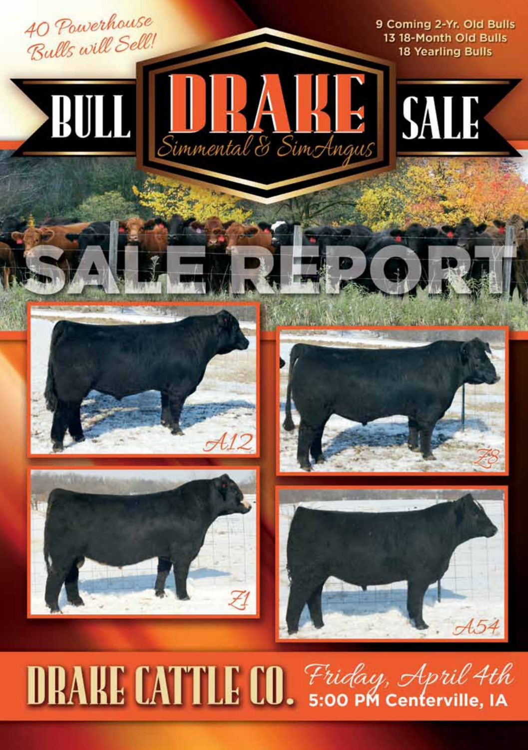*40 Powerhouse Bulls will Sell!*

9 Coming 2-Yr. Old Bulls
13 18-Month Old Bulls
18 Yearling Bulls

# BULL DRAKE SALE

*Simmental & SimAngus*

# SALE REPORT

A12

Z8

Z1

A54

# DRAKE CATTLE CO.

*Friday, April 4th*

**5:00 PM Centerville, IA**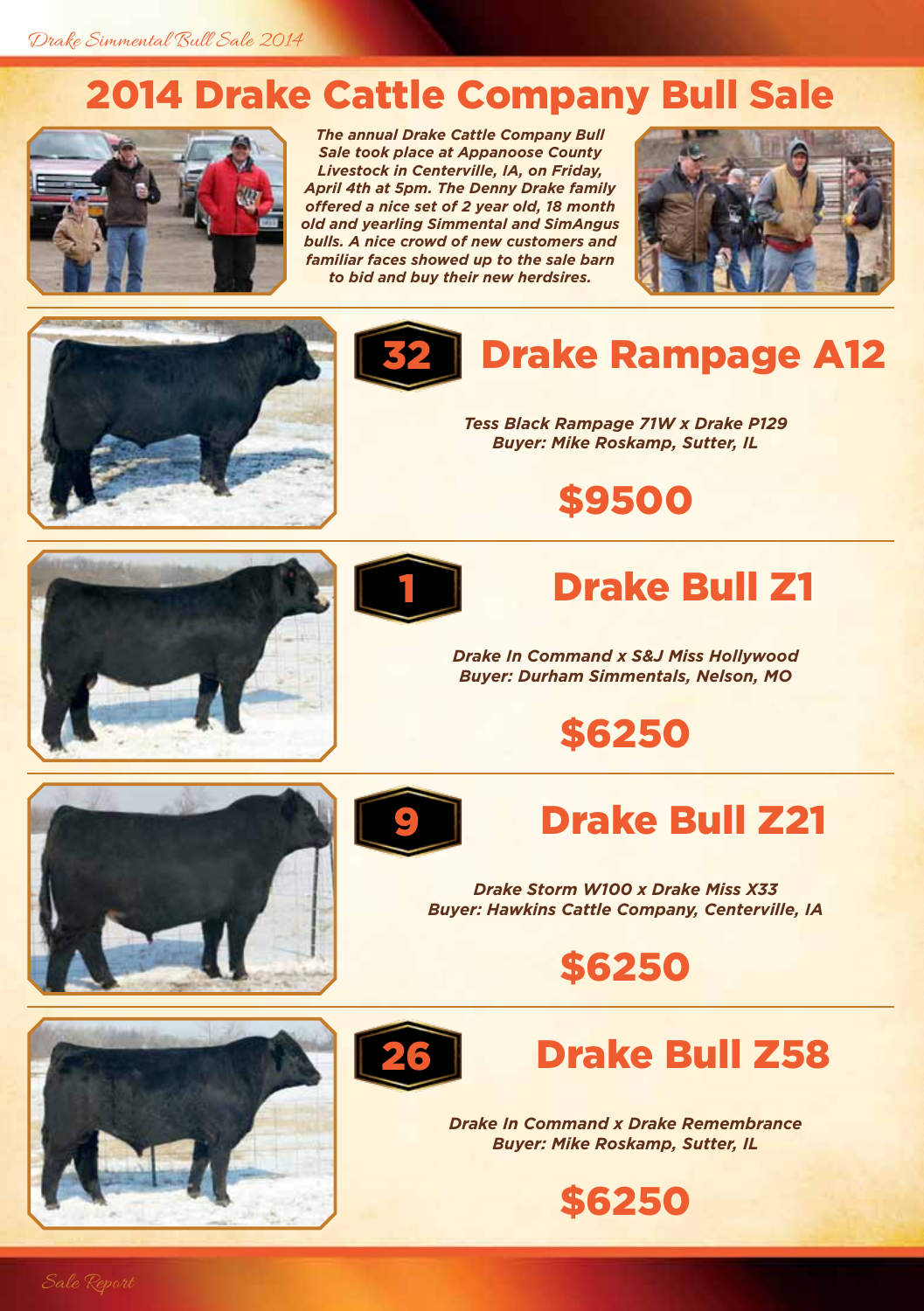# 2014 Drake Cattle Company Bull Sale

*The annual Drake Cattle Company Bull Sale took place at Appanoose County Livestock in Centerville, IA, on Friday, April 4th at 5pm. The Denny Drake family offered a nice set of 2 year old, 18 month old and yearling Simmental and SimAngus bulls. A nice crowd of new customers and familiar faces showed up to the sale barn to bid and buy their new herdsires.*

## 32 Drake Rampage A12

*Tess Black Rampage 71W x Drake P129*
*Buyer: Mike Roskamp, Sutter, IL*

**$9500**

## 1 Drake Bull Z1

*Drake In Command x S&J Miss Hollywood*
*Buyer: Durham Simmentals, Nelson, MO*

**$6250**

## 9 Drake Bull Z21

*Drake Storm W100 x Drake Miss X33*
*Buyer: Hawkins Cattle Company, Centerville, IA*

**$6250**

## 26 Drake Bull Z58

*Drake In Command x Drake Remembrance*
*Buyer: Mike Roskamp, Sutter, IL*

**$6250**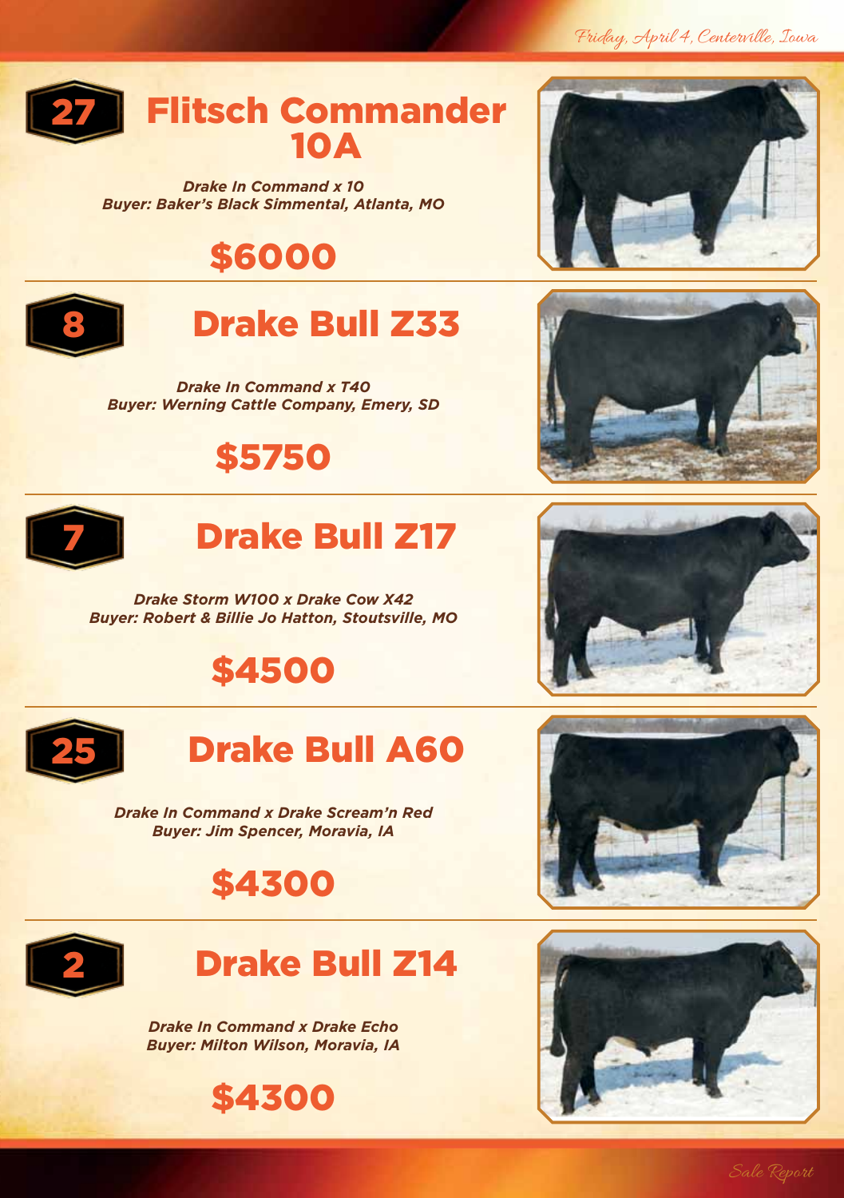## 27 Flitsch Commander 10A

***Drake In Command x 10***
***Buyer: Baker's Black Simmental, Atlanta, MO***

**$6000**

## 8 Drake Bull Z33

***Drake In Command x T40***
***Buyer: Werning Cattle Company, Emery, SD***

**$5750**

## 7 Drake Bull Z17

***Drake Storm W100 x Drake Cow X42***
***Buyer: Robert & Billie Jo Hatton, Stoutsville, MO***

**$4500**

## 25 Drake Bull A60

***Drake In Command x Drake Scream'n Red***
***Buyer: Jim Spencer, Moravia, IA***

**$4300**

## 2 Drake Bull Z14

***Drake In Command x Drake Echo***
***Buyer: Milton Wilson, Moravia, IA***

**$4300**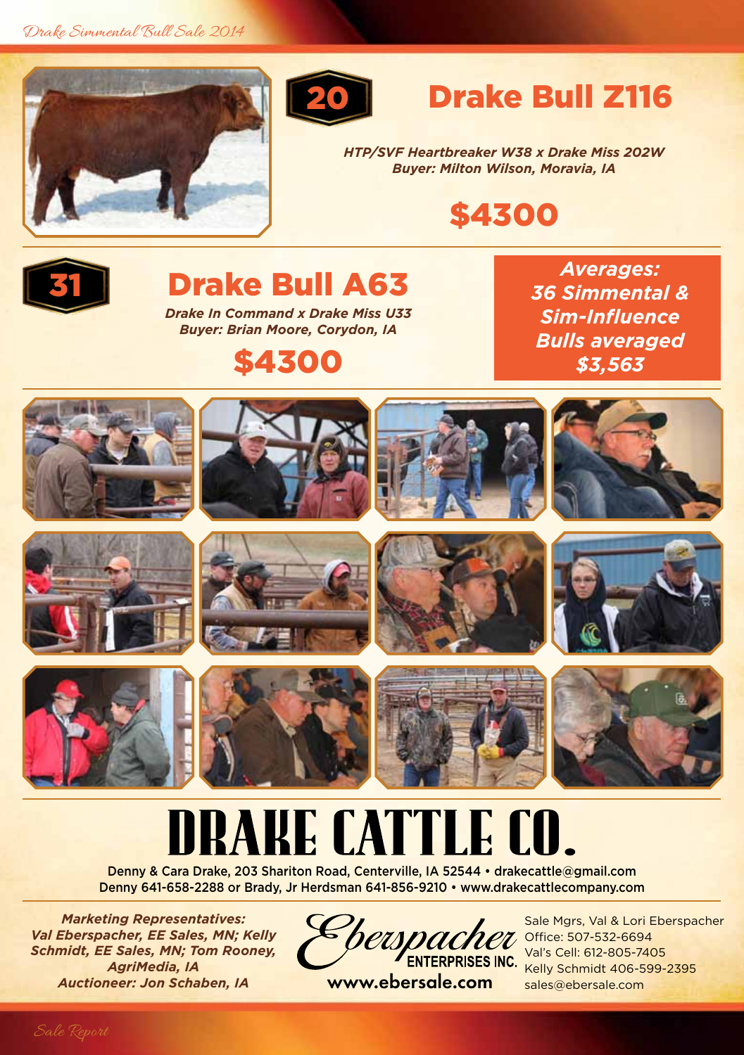## 20 Drake Bull Z116

*HTP/SVF Heartbreaker W38 x Drake Miss 202W*
*Buyer: Milton Wilson, Moravia, IA*

**$4300**

## 31 Drake Bull A63

*Drake In Command x Drake Miss U33*
*Buyer: Brian Moore, Corydon, IA*

**$4300**

***Averages: 36 Simmental & Sim-Influence Bulls averaged $3,563***

# DRAKE CATTLE CO.

Denny & Cara Drake, 203 Shariton Road, Centerville, IA 52544 • drakecattle@gmail.com
Denny 641-658-2288 or Brady, Jr Herdsman 641-856-9210 • www.drakecattlecompany.com

***Marketing Representatives:*** *Val Eberspacher, EE Sales, MN; Kelly Schmidt, EE Sales, MN; Tom Rooney, AgriMedia, IA*
*Auctioneer: Jon Schaben, IA*

Eberspacher Enterprises Inc.
www.ebersale.com

Sale Mgrs, Val & Lori Eberspacher
Office: 507-532-6694
Val's Cell: 612-805-7405
Kelly Schmidt 406-599-2395
sales@ebersale.com